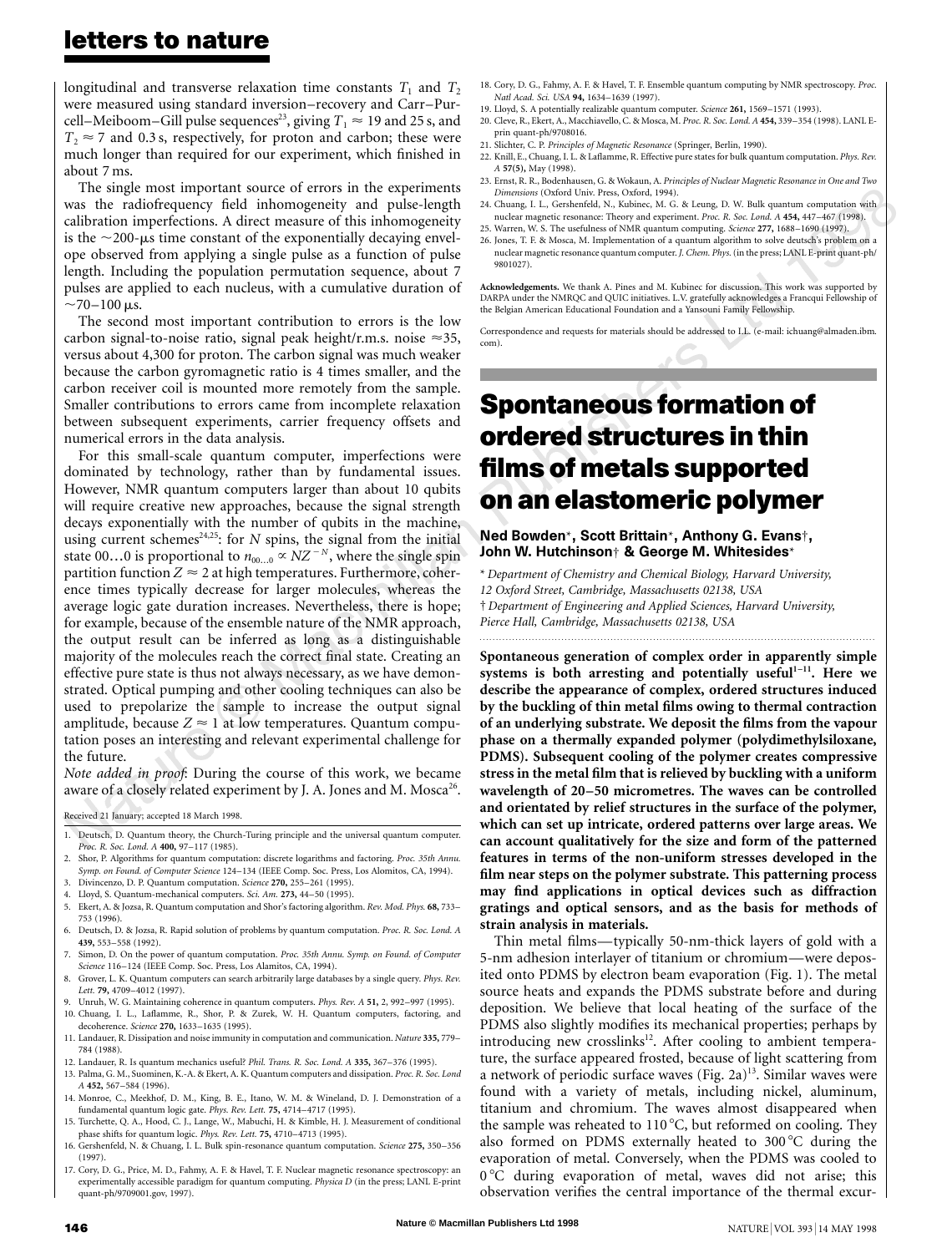longitudinal and transverse relaxation time constants $T_1$ and $T_2$ were measured using standard inversion–recovery and Carr–Purcell–Meiboom–Gill pulse sequences[23], giving $T_1 \approx 19$ and 25 s, and $T_2 \approx 7$ and 0.3 s, respectively, for proton and carbon; these were much longer than required for our experiment, which finished in about 7 ms.

The single most important source of errors in the experiments was the radiofrequency field inhomogeneity and pulse-length calibration imperfections. A direct measure of this inhomogeneity is the ~200-μs time constant of the exponentially decaying envelope observed from applying a single pulse as a function of pulse length. Including the population permutation sequence, about 7 pulses are applied to each nucleus, with a cumulative duration of ~70–100 μs.

The second most important contribution to errors is the low carbon signal-to-noise ratio, signal peak height/r.m.s. noise ≈35, versus about 4,300 for proton. The carbon signal was much weaker because the carbon gyromagnetic ratio is 4 times smaller, and the carbon receiver coil is mounted more remotely from the sample. Smaller contributions to errors came from incomplete relaxation between subsequent experiments, carrier frequency offsets and numerical errors in the data analysis.

For this small-scale quantum computer, imperfections were dominated by technology, rather than by fundamental issues. However, NMR quantum computers larger than about 10 qubits will require creative new approaches, because the signal strength decays exponentially with the number of qubits in the machine, using current schemes[24,25]: for $N$ spins, the signal from the initial state 00…0 is proportional to $n_{00\ldots0} \propto NZ^{-N}$, where the single spin partition function $Z \approx 2$ at high temperatures. Furthermore, coherence times typically decrease for larger molecules, whereas the average logic gate duration increases. Nevertheless, there is hope; for example, because of the ensemble nature of the NMR approach, the output result can be inferred as long as a distinguishable majority of the molecules reach the correct final state. Creating an effective pure state is thus not always necessary, as we have demonstrated. Optical pumping and other cooling techniques can also be used to prepolarize the sample to increase the output signal amplitude, because $Z \approx 1$ at low temperatures. Quantum computation poses an interesting and relevant experimental challenge for the future.

*Note added in proof*: During the course of this work, we became aware of a closely related experiment by J. A. Jones and M. Mosca[26].

Received 21 January; accepted 18 March 1998.

1. Deutsch, D. Quantum theory, the Church-Turing principle and the universal quantum computer. *Proc. R. Soc. Lond. A* **400,** 97–117 (1985).
2. Shor, P. Algorithms for quantum computation: discrete logarithms and factoring. *Proc. 35th Annu. Symp. on Found. of Computer Science* 124–134 (IEEE Comp. Soc. Press, Los Alomitos, CA, 1994).
3. Divincenzo, D. P. Quantum computation. *Science* **270,** 255–261 (1995).
4. Lloyd, S. Quantum-mechanical computers. *Sci. Am.* **273,** 44–50 (1995).
5. Ekert, A. & Jozsa, R. Quantum computation and Shor's factoring algorithm. *Rev. Mod. Phys.* **68,** 733–753 (1996).
6. Deutsch, D. & Jozsa, R. Rapid solution of problems by quantum computation. *Proc. R. Soc. Lond. A* **439,** 553–558 (1992).
7. Simon, D. On the power of quantum computation. *Proc. 35th Annu. Symp. on Found. of Computer Science* 116–124 (IEEE Comp. Soc. Press, Los Alamitos, CA, 1994).
8. Grover, L. K. Quantum computers can search arbitrarily large databases by a single query. *Phys. Rev. Lett.* **79,** 4709–4012 (1997).
9. Unruh, W. G. Maintaining coherence in quantum computers. *Phys. Rev. A* **51,** 2, 992–997 (1995).
10. Chuang, I. L., Laflamme, R., Shor, P. & Zurek, W. H. Quantum computers, factoring, and decoherence. *Science* **270,** 1633–1635 (1995).
11. Landauer, R. Dissipation and noise immunity in computation and communication. *Nature* **335,** 779–784 (1988).
12. Landauer, R. Is quantum mechanics useful? *Phil. Trans. R. Soc. Lond. A* **335,** 367–376 (1995).
13. Palma, G. M., Suominen, K.-A. & Ekert, A. K. Quantum computers and dissipation. *Proc. R. Soc. Lond A* **452,** 567–584 (1996).
14. Monroe, C., Meekhof, D. M., King, B. E., Itano, W. M. & Wineland, D. J. Demonstration of a fundamental quantum logic gate. *Phys. Rev. Lett.* **75,** 4714–4717 (1995).
15. Turchette, Q. A., Hood, C. J., Lange, W., Mabuchi, H. & Kimble, H. J. Measurement of conditional phase shifts for quantum logic. *Phys. Rev. Lett.* **75,** 4710–4713 (1995).
16. Gershenfeld, N. & Chuang, I. L. Bulk spin-resonance quantum computation. *Science* **275,** 350–356 (1997).
17. Cory, D. G., Price, M. D., Fahmy, A. F. & Havel, T. F. Nuclear magnetic resonance spectroscopy: an experimentally accessible paradigm for quantum computing. *Physica D* (in the press; LANL E-print quant-ph/9709001.gov, 1997).
18. Cory, D. G., Fahmy, A. F. & Havel, T. F. Ensemble quantum computing by NMR spectroscopy. *Proc. Natl Acad. Sci. USA* **94,** 1634–1639 (1997).
19. Lloyd, S. A potentially realizable quantum computer. *Science* **261,** 1569–1571 (1993).
20. Cleve, R., Ekert, A., Macchiavello, C. & Mosca, M. *Proc. R. Soc. Lond. A* **454,** 339–354 (1998). LANL E-prin quant-ph/9708016.
21. Slichter, C. P. *Principles of Magnetic Resonance* (Springer, Berlin, 1990).
22. Knill, E., Chuang, I. L. & Laflamme, R. Effective pure states for bulk quantum computation. *Phys. Rev. A* **57(5),** May (1998).
23. Ernst, R. R., Bodenhausen, G. & Wokaun, A. *Principles of Nuclear Magnetic Resonance in One and Two Dimensions* (Oxford Univ. Press, Oxford, 1994).
24. Chuang, I. L., Gershenfeld, N., Kubinec, M. G. & Leung, D. W. Bulk quantum computation with nuclear magnetic resonance: Theory and experiment. *Proc. R. Soc. Lond. A* **454,** 447–467 (1998).
25. Warren, W. S. The usefulness of NMR quantum computing. *Science* **277,** 1688–1690 (1997).
26. Jones, T. F. & Mosca, M. Implementation of a quantum algorithm to solve deutsch's problem on a nuclear magnetic resonance quantum computer. *J. Chem. Phys.* (in the press; LANL E-print quant-ph/9801027).

**Acknowledgements.** We thank A. Pines and M. Kubinec for discussion. This work was supported by DARPA under the NMRQC and QUIC initiatives. L.V. gratefully acknowledges a Francqui Fellowship of the Belgian American Educational Foundation and a Yansouni Family Fellowship.

Correspondence and requests for materials should be addressed to I.L. (e-mail: ichuang@almaden.ibm.com).

# Spontaneous formation of ordered structures in thin films of metals supported on an elastomeric polymer

**Ned Bowden\*, Scott Brittain\*, Anthony G. Evans†, John W. Hutchinson† & George M. Whitesides\***

\* *Department of Chemistry and Chemical Biology, Harvard University, 12 Oxford Street, Cambridge, Massachusetts 02138, USA*
† *Department of Engineering and Applied Sciences, Harvard University, Pierce Hall, Cambridge, Massachusetts 02138, USA*

**Spontaneous generation of complex order in apparently simple systems is both arresting and potentially useful[1–11]. Here we describe the appearance of complex, ordered structures induced by the buckling of thin metal films owing to thermal contraction of an underlying substrate. We deposit the films from the vapour phase on a thermally expanded polymer (polydimethylsiloxane, PDMS). Subsequent cooling of the polymer creates compressive stress in the metal film that is relieved by buckling with a uniform wavelength of 20–50 micrometres. The waves can be controlled and orientated by relief structures in the surface of the polymer, which can set up intricate, ordered patterns over large areas. We can account qualitatively for the size and form of the patterned features in terms of the non-uniform stresses developed in the film near steps on the polymer substrate. This patterning process may find applications in optical devices such as diffraction gratings and optical sensors, and as the basis for methods of strain analysis in materials.**

Thin metal films—typically 50-nm-thick layers of gold with a 5-nm adhesion interlayer of titanium or chromium—were deposited onto PDMS by electron beam evaporation (Fig. 1). The metal source heats and expands the PDMS substrate before and during deposition. We believe that local heating of the surface of the PDMS also slightly modifies its mechanical properties; perhaps by introducing new crosslinks[12]. After cooling to ambient temperature, the surface appeared frosted, because of light scattering from a network of periodic surface waves (Fig. 2a)[13]. Similar waves were found with a variety of metals, including nickel, aluminum, titanium and chromium. The waves almost disappeared when the sample was reheated to 110 °C, but reformed on cooling. They also formed on PDMS externally heated to 300 °C during the evaporation of metal. Conversely, when the PDMS was cooled to 0 °C during evaporation of metal, waves did not arise; this observation verifies the central importance of the thermal excur-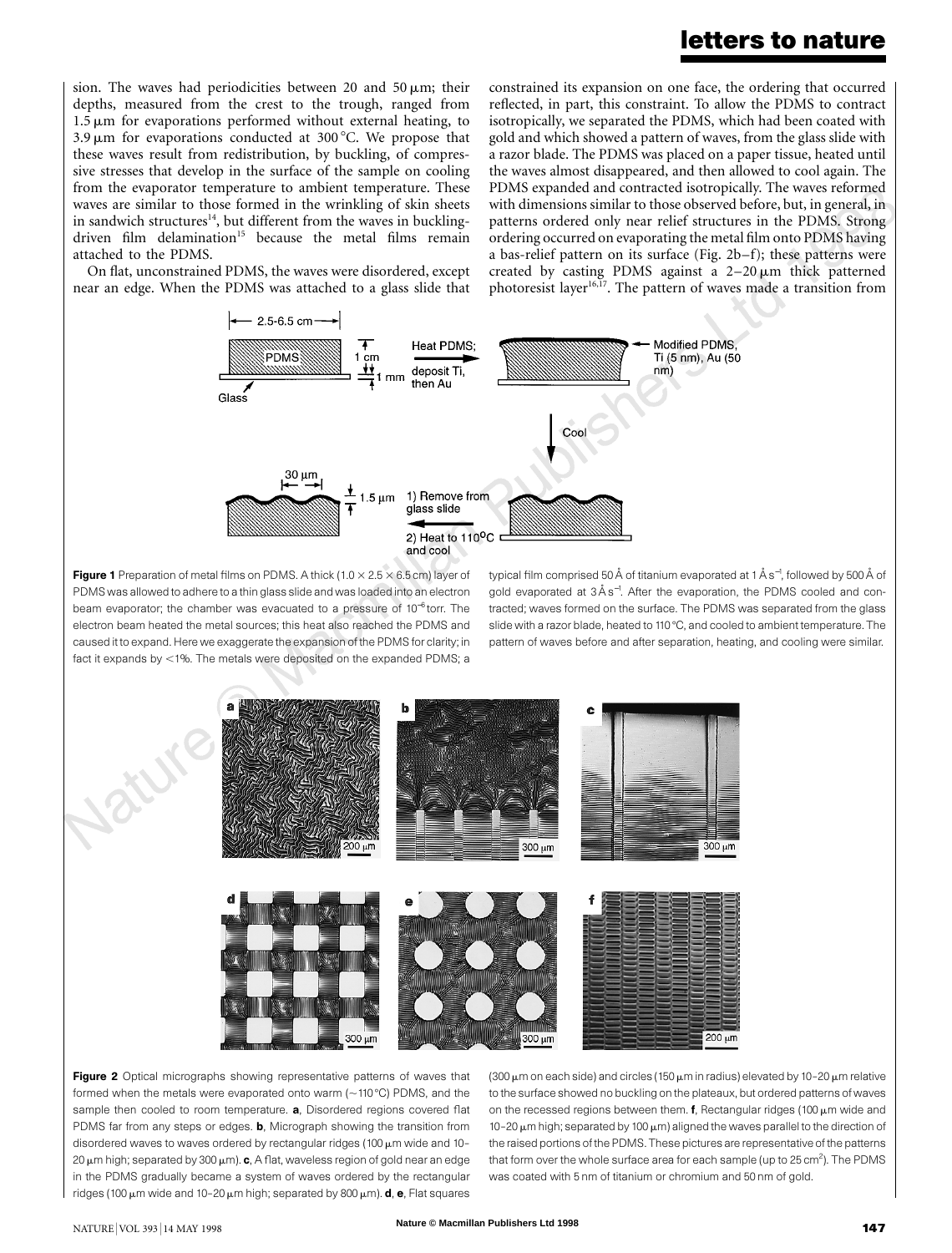sion. The waves had periodicities between 20 and 50 μm; their depths, measured from the crest to the trough, ranged from 1.5 μm for evaporations performed without external heating, to 3.9 μm for evaporations conducted at 300 °C. We propose that these waves result from redistribution, by buckling, of compressive stresses that develop in the surface of the sample on cooling from the evaporator temperature to ambient temperature. These waves are similar to those formed in the wrinkling of skin sheets in sandwich structures[14], but different from the waves in buckling-driven film delamination[15] because the metal films remain attached to the PDMS.

On flat, unconstrained PDMS, the waves were disordered, except near an edge. When the PDMS was attached to a glass slide that constrained its expansion on one face, the ordering that occurred reflected, in part, this constraint. To allow the PDMS to contract isotropically, we separated the PDMS, which had been coated with gold and which showed a pattern of waves, from the glass slide with a razor blade. The PDMS was placed on a paper tissue, heated until the waves almost disappeared, and then allowed to cool again. The PDMS expanded and contracted isotropically. The waves reformed with dimensions similar to those observed before, but, in general, in patterns ordered only near relief structures in the PDMS. Strong ordering occurred on evaporating the metal film onto PDMS having a bas-relief pattern on its surface (Fig. 2b–f); these patterns were created by casting PDMS against a 2–20 μm thick patterned photoresist layer[16,17]. The pattern of waves made a transition from

**Figure 1** Preparation of metal films on PDMS. A thick (1.0 × 2.5 × 6.5 cm) layer of PDMS was allowed to adhere to a thin glass slide and was loaded into an electron beam evaporator; the chamber was evacuated to a pressure of $10^{-6}$ torr. The electron beam heated the metal sources; this heat also reached the PDMS and caused it to expand. Here we exaggerate the expansion of the PDMS for clarity; in fact it expands by <1%. The metals were deposited on the expanded PDMS; a typical film comprised 50 Å of titanium evaporated at 1 Å $s^{-1}$, followed by 500 Å of gold evaporated at 3 Å $s^{-1}$. After the evaporation, the PDMS cooled and contracted; waves formed on the surface. The PDMS was separated from the glass slide with a razor blade, heated to 110 °C, and cooled to ambient temperature. The pattern of waves before and after separation, heating, and cooling were similar.

**Figure 2** Optical micrographs showing representative patterns of waves that formed when the metals were evaporated onto warm (~110 °C) PDMS, and the sample then cooled to room temperature. **a**, Disordered regions covered flat PDMS far from any steps or edges. **b**, Micrograph showing the transition from disordered waves to waves ordered by rectangular ridges (100 μm wide and 10–20 μm high; separated by 300 μm). **c**, A flat, waveless region of gold near an edge in the PDMS gradually became a system of waves ordered by the rectangular ridges (100 μm wide and 10–20 μm high; separated by 800 μm). **d**, **e**, Flat squares (300 μm on each side) and circles (150 μm in radius) elevated by 10–20 μm relative to the surface showed no buckling on the plateaux, but ordered patterns of waves on the recessed regions between them. **f**, Rectangular ridges (100 μm wide and 10–20 μm high; separated by 100 μm) aligned the waves parallel to the direction of the raised portions of the PDMS. These pictures are representative of the patterns that form over the whole surface area for each sample (up to 25 $cm^2$). The PDMS was coated with 5 nm of titanium or chromium and 50 nm of gold.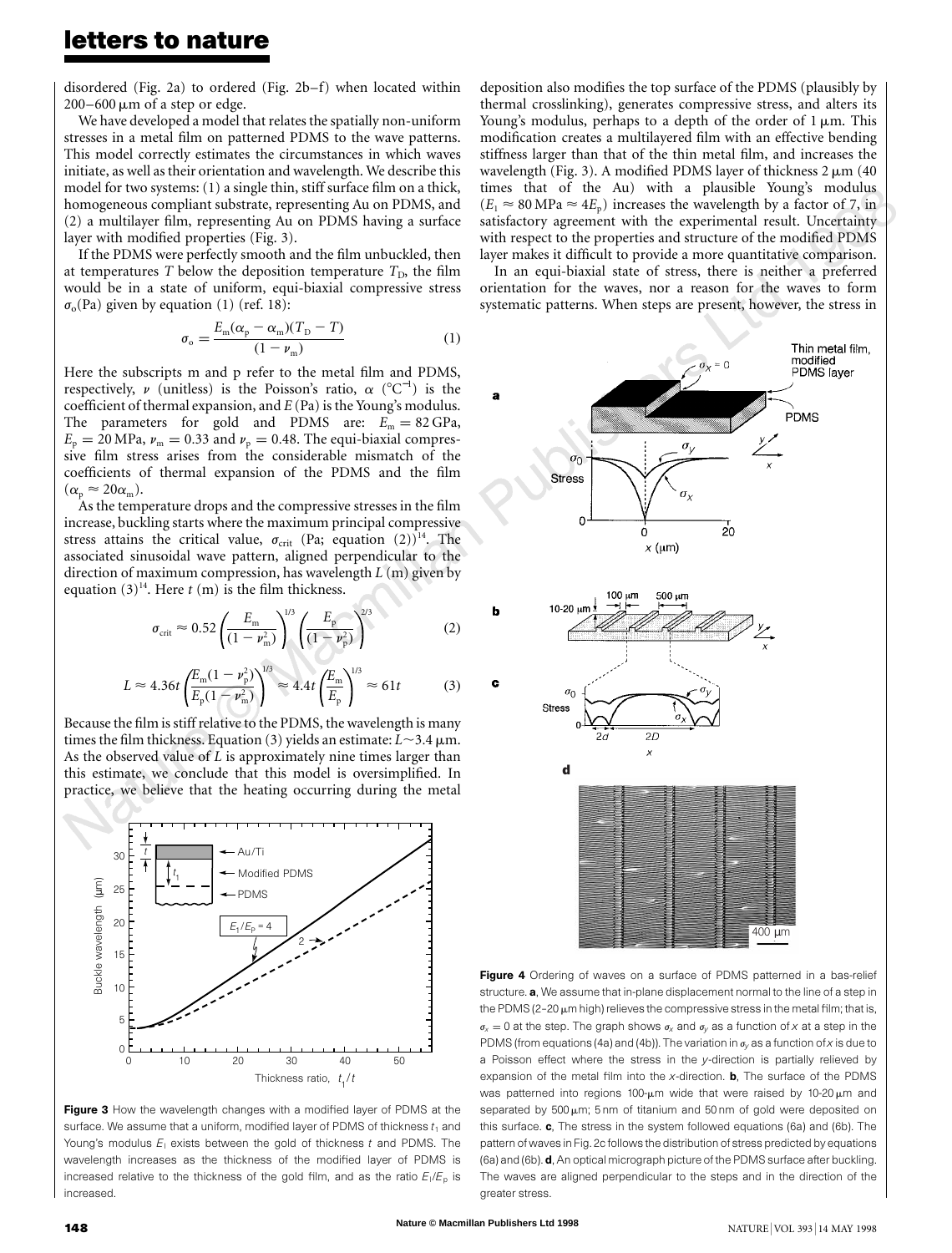disordered (Fig. 2a) to ordered (Fig. 2b–f) when located within 200–600 μm of a step or edge.

We have developed a model that relates the spatially non-uniform stresses in a metal film on patterned PDMS to the wave patterns. This model correctly estimates the circumstances in which waves initiate, as well as their orientation and wavelength. We describe this model for two systems: (1) a single thin, stiff surface film on a thick, homogeneous compliant substrate, representing Au on PDMS, and (2) a multilayer film, representing Au on PDMS having a surface layer with modified properties (Fig. 3).

If the PDMS were perfectly smooth and the film unbuckled, then at temperatures $T$ below the deposition temperature $T_D$, the film would be in a state of uniform, equi-biaxial compressive stress $\sigma_o$(Pa) given by equation (1) (ref. 18):

$$\sigma_o = \frac{E_m(\alpha_p - \alpha_m)(T_D - T)}{(1 - \nu_m)} \quad (1)$$

Here the subscripts m and p refer to the metal film and PDMS, respectively, $\nu$ (unitless) is the Poisson's ratio, $\alpha$ (°C$^{-1}$) is the coefficient of thermal expansion, and $E$ (Pa) is the Young's modulus. The parameters for gold and PDMS are: $E_m = 82$ GPa, $E_p = 20$ MPa, $\nu_m = 0.33$ and $\nu_p = 0.48$. The equi-biaxial compressive film stress arises from the considerable mismatch of the coefficients of thermal expansion of the PDMS and the film ($\alpha_p \approx 20\alpha_m$).

As the temperature drops and the compressive stresses in the film increase, buckling starts where the maximum principal compressive stress attains the critical value, $\sigma_{crit}$ (Pa; equation (2))[14]. The associated sinusoidal wave pattern, aligned perpendicular to the direction of maximum compression, has wavelength $L$ (m) given by equation (3)[14]. Here $t$ (m) is the film thickness.

$$\sigma_{crit} \approx 0.52\left(\frac{E_m}{(1-\nu_m^2)}\right)^{1/3}\left(\frac{E_p}{(1-\nu_p^2)}\right)^{2/3} \quad (2)$$

$$L \approx 4.36t\left(\frac{E_m(1-\nu_p^2)}{E_p(1-\nu_m^2)}\right)^{1/3} \approx 4.4t\left(\frac{E_m}{E_p}\right)^{1/3} \approx 61t \quad (3)$$

Because the film is stiff relative to the PDMS, the wavelength is many times the film thickness. Equation (3) yields an estimate: $L \sim 3.4$ μm. As the observed value of $L$ is approximately nine times larger than this estimate, we conclude that this model is oversimplified. In practice, we believe that the heating occurring during the metal deposition also modifies the top surface of the PDMS (plausibly by thermal crosslinking), generates compressive stress, and alters its Young's modulus, perhaps to a depth of the order of 1 μm. This modification creates a multilayered film with an effective bending stiffness larger than that of the thin metal film, and increases the wavelength (Fig. 3). A modified PDMS layer of thickness 2 μm (40 times that of the Au) with a plausible Young's modulus ($E_l \approx 80$ MPa $\approx 4E_p$) increases the wavelength by a factor of 7, in satisfactory agreement with the experimental result. Uncertainty with respect to the properties and structure of the modified PDMS layer makes it difficult to provide a more quantitative comparison.

In an equi-biaxial state of stress, there is neither a preferred orientation for the waves, nor a reason for the waves to form systematic patterns. When steps are present, however, the stress in

**Figure 3** How the wavelength changes with a modified layer of PDMS at the surface. We assume that a uniform, modified layer of PDMS of thickness $t_1$ and Young's modulus $E_l$ exists between the gold of thickness $t$ and PDMS. The wavelength increases as the thickness of the modified layer of PDMS is increased relative to the thickness of the gold film, and as the ratio $E_l/E_p$ is increased.

**Figure 4** Ordering of waves on a surface of PDMS patterned in a bas-relief structure. **a**, We assume that in-plane displacement normal to the line of a step in the PDMS (2–20 μm high) relieves the compressive stress in the metal film; that is, $\sigma_x = 0$ at the step. The graph shows $\sigma_x$ and $\sigma_y$ as a function of $x$ at a step in the PDMS (from equations (4a) and (4b)). The variation in $\sigma_y$ as a function of $x$ is due to a Poisson effect where the stress in the $y$-direction is partially relieved by expansion of the metal film into the $x$-direction. **b**, The surface of the PDMS was patterned into regions 100-μm wide that were raised by 10-20 μm and separated by 500 μm; 5 nm of titanium and 50 nm of gold were deposited on this surface. **c**, The stress in the system followed equations (6a) and (6b). The pattern of waves in Fig. 2c follows the distribution of stress predicted by equations (6a) and (6b). **d**, An optical micrograph picture of the PDMS surface after buckling. The waves are aligned perpendicular to the steps and in the direction of the greater stress.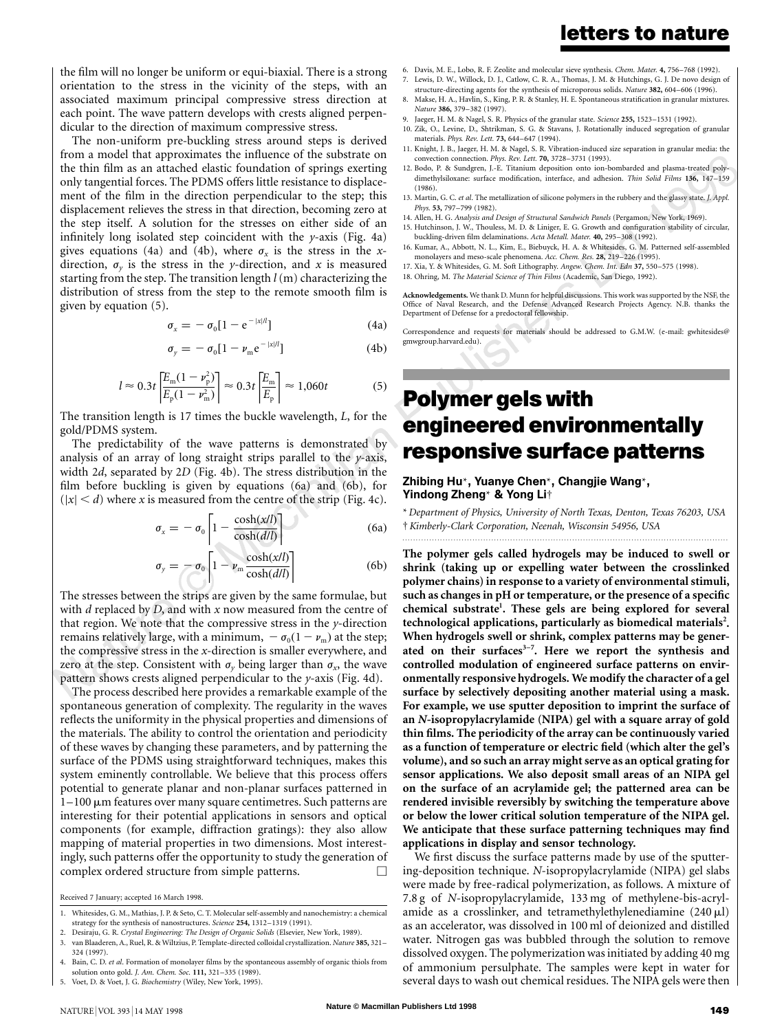the film will no longer be uniform or equi-biaxial. There is a strong orientation to the stress in the vicinity of the steps, with an associated maximum principal compressive stress direction at each point. The wave pattern develops with crests aligned perpendicular to the direction of maximum compressive stress.

The non-uniform pre-buckling stress around steps is derived from a model that approximates the influence of the substrate on the thin film as an attached elastic foundation of springs exerting only tangential forces. The PDMS offers little resistance to displacement of the film in the direction perpendicular to the step; this displacement relieves the stress in that direction, becoming zero at the step itself. A solution for the stresses on either side of an infinitely long isolated step coincident with the $y$-axis (Fig. 4a) gives equations (4a) and (4b), where $\sigma_x$ is the stress in the $x$-direction, $\sigma_y$ is the stress in the $y$-direction, and $x$ is measured starting from the step. The transition length $l$ (m) characterizing the distribution of stress from the step to the remote smooth film is given by equation (5).

$$\sigma_x = -\sigma_0[1 - e^{-|x|/l}] \tag{4a}$$

$$\sigma_y = -\sigma_0[1 - \nu_m e^{-|x|/l}] \tag{4b}$$

$$l \approx 0.3t\left[\frac{E_m(1-\nu_p^2)}{E_p(1-\nu_m^2)}\right] \approx 0.3t\left[\frac{E_m}{E_p}\right] \approx 1{,}060t \tag{5}$$

The transition length is 17 times the buckle wavelength, $L$, for the gold/PDMS system.

The predictability of the wave patterns is demonstrated by analysis of an array of long straight strips parallel to the $y$-axis, width $2d$, separated by $2D$ (Fig. 4b). The stress distribution in the film before buckling is given by equations (6a) and (6b), for ($|x| < d$) where $x$ is measured from the centre of the strip (Fig. 4c).

$$\sigma_x = -\sigma_0\left[1 - \frac{\cosh(x/l)}{\cosh(d/l)}\right] \tag{6a}$$

$$\sigma_y = -\sigma_0\left[1 - \nu_m\frac{\cosh(x/l)}{\cosh(d/l)}\right] \tag{6b}$$

The stresses between the strips are given by the same formulae, but with $d$ replaced by $D$, and with $x$ now measured from the centre of that region. We note that the compressive stress in the $y$-direction remains relatively large, with a minimum, $-\sigma_0(1-\nu_m)$ at the step; the compressive stress in the $x$-direction is smaller everywhere, and zero at the step. Consistent with $\sigma_y$ being larger than $\sigma_x$, the wave pattern shows crests aligned perpendicular to the $y$-axis (Fig. 4d).

The process described here provides a remarkable example of the spontaneous generation of complexity. The regularity in the waves reflects the uniformity in the physical properties and dimensions of the materials. The ability to control the orientation and periodicity of these waves by changing these parameters, and by patterning the surface of the PDMS using straightforward techniques, makes this system eminently controllable. We believe that this process offers potential to generate planar and non-planar surfaces patterned in 1–100 μm features over many square centimetres. Such patterns are interesting for their potential applications in sensors and optical components (for example, diffraction gratings): they also allow mapping of material properties in two dimensions. Most interestingly, such patterns offer the opportunity to study the generation of complex ordered structure from simple patterns. □

Received 7 January; accepted 16 March 1998.

1. Whitesides, G. M., Mathias, J. P. & Seto, C. T. Molecular self-assembly and nanochemistry: a chemical strategy for the synthesis of nanostructures. *Science* **254,** 1312–1319 (1991).
2. Desiraju, G. R. *Crystal Engineering: The Design of Organic Solids* (Elsevier, New York, 1989).
3. van Blaaderen, A., Ruel, R. & Wiltzius, P. Template-directed colloidal crystallization. *Nature* **385,** 321–324 (1997).
4. Bain, C. D. *et al.* Formation of monolayer films by the spontaneous assembly of organic thiols from solution onto gold. *J. Am. Chem. Soc.* **111,** 321–335 (1989).
5. Voet, D. & Voet, J. G. *Biochemistry* (Wiley, New York, 1995).
6. Davis, M. E., Lobo, R. F. Zeolite and molecular sieve synthesis. *Chem. Mater.* **4,** 756–768 (1992).
7. Lewis, D. W., Willock, D. J., Catlow, C. R. A., Thomas, J. M. & Hutchings, G. J. De novo design of structure-directing agents for the synthesis of microporous solids. *Nature* **382,** 604–606 (1996).
8. Makse, H. A., Havlin, S., King, P. R. & Stanley, H. E. Spontaneous stratification in granular mixtures. *Nature* **386,** 379–382 (1997).
9. Jaeger, H. M. & Nagel, S. R. Physics of the granular state. *Science* **255,** 1523–1531 (1992).
10. Zik, O., Levine, D., Shtrikman, S. G. & Stavans, J. Rotationally induced segregation of granular materials. *Phys. Rev. Lett.* **73,** 644–647 (1994).
11. Knight, J. B., Jaeger, H. M. & Nagel, S. R. Vibration-induced size separation in granular media: the convection connection. *Phys. Rev. Lett.* **70,** 3728–3731 (1993).
12. Bodo, P. & Sundgren, J.-E. Titanium deposition onto ion-bombarded and plasma-treated polydimethylsiloxane: surface modification, interface, and adhesion. *Thin Solid Films* **136,** 147–159 (1986).
13. Martin, G. C. *et al.* The metallization of silicone polymers in the rubbery and the glassy state. *J. Appl. Phys.* **53,** 797–799 (1982).
14. Allen, H. G. *Analysis and Design of Structural Sandwich Panels* (Pergamon, New York, 1969).
15. Hutchinson, J. W., Thouless, M. D. & Liniger, E. G. Growth and configuration stability of circular, buckling-driven film delaminations. *Acta Metall. Mater.* **40,** 295–308 (1992).
16. Kumar, A., Abbott, N. L., Kim, E., Biebuyck, H. A. & Whitesides, G. M. Patterned self-assembled monolayers and meso-scale phenomena. *Acc. Chem. Res.* **28,** 219–226 (1995).
17. Xia, Y. & Whitesides, G. M. Soft Lithography. *Angew. Chem. Int. Edn* **37,** 550–575 (1998).
18. Ohring, M. *The Material Science of Thin Films* (Academic, San Diego, 1992).

**Acknowledgements.** We thank D. Munn for helpful discussions. This work was supported by the NSF, the Office of Naval Research, and the Defense Advanced Research Projects Agency. N.B. thanks the Department of Defense for a predoctoral fellowship.

Correspondence and requests for materials should be addressed to G.M.W. (e-mail: gwhitesides@gmwgroup.harvard.edu).

# Polymer gels with engineered environmentally responsive surface patterns

**Zhibing Hu\*, Yuanye Chen\*, Changjie Wang\*, Yindong Zheng\* & Yong Li†**

\* *Department of Physics, University of North Texas, Denton, Texas 76203, USA*
† *Kimberly-Clark Corporation, Neenah, Wisconsin 54956, USA*

**The polymer gels called hydrogels may be induced to swell or shrink (taking up or expelling water between the crosslinked polymer chains) in response to a variety of environmental stimuli, such as changes in pH or temperature, or the presence of a specific chemical substrate[1]. These gels are being explored for several technological applications, particularly as biomedical materials[2]. When hydrogels swell or shrink, complex patterns may be generated on their surfaces[3–7]. Here we report the synthesis and controlled modulation of engineered surface patterns on environmentally responsive hydrogels. We modify the character of a gel surface by selectively depositing another material using a mask. For example, we use sputter deposition to imprint the surface of an *N*-isopropylacrylamide (NIPA) gel with a square array of gold thin films. The periodicity of the array can be continuously varied as a function of temperature or electric field (which alter the gel's volume), and so such an array might serve as an optical grating for sensor applications. We also deposit small areas of an NIPA gel on the surface of an acrylamide gel; the patterned area can be rendered invisible reversibly by switching the temperature above or below the lower critical solution temperature of the NIPA gel. We anticipate that these surface patterning techniques may find applications in display and sensor technology.**

We first discuss the surface patterns made by use of the sputtering-deposition technique. *N*-isopropylacrylamide (NIPA) gel slabs were made by free-radical polymerization, as follows. A mixture of 7.8 g of *N*-isopropylacrylamide, 133 mg of methylene-bis-acrylamide as a crosslinker, and tetramethylethylenediamine (240 μl) as an accelerator, was dissolved in 100 ml of deionized and distilled water. Nitrogen gas was bubbled through the solution to remove dissolved oxygen. The polymerization was initiated by adding 40 mg of ammonium persulphate. The samples were kept in water for several days to wash out chemical residues. The NIPA gels were then